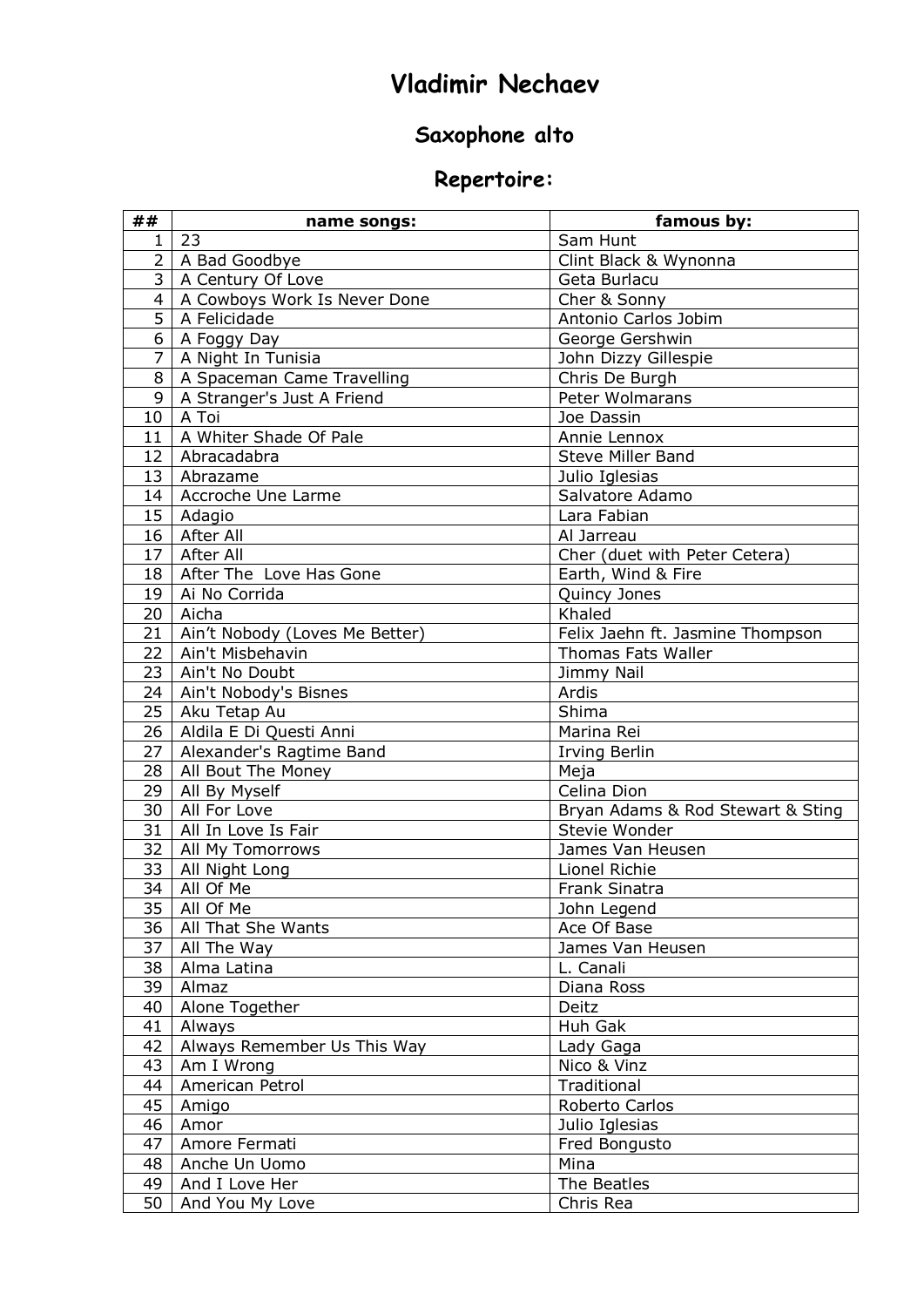# Vladimir Nechaev

## Saxophone alto

## Repertoire:

| ## | name songs: | famous by: |
|---|---|---|
| 1 | 23 | Sam Hunt |
| 2 | A Bad Goodbye | Clint Black & Wynonna |
| 3 | A Century Of Love | Geta Burlacu |
| 4 | A Cowboys Work Is Never Done | Cher & Sonny |
| 5 | A Felicidade | Antonio Carlos Jobim |
| 6 | A Foggy Day | George Gershwin |
| 7 | A Night In Tunisia | John Dizzy Gillespie |
| 8 | A Spaceman Came Travelling | Chris De Burgh |
| 9 | A Stranger's Just A Friend | Peter Wolmarans |
| 10 | A Toi | Joe Dassin |
| 11 | A Whiter Shade Of Pale | Annie Lennox |
| 12 | Abracadabra | Steve Miller Band |
| 13 | Abrazame | Julio Iglesias |
| 14 | Accroche Une Larme | Salvatore Adamo |
| 15 | Adagio | Lara Fabian |
| 16 | After All | Al Jarreau |
| 17 | After All | Cher (duet with Peter Cetera) |
| 18 | After The  Love Has Gone | Earth, Wind & Fire |
| 19 | Ai No Corrida | Quincy Jones |
| 20 | Aicha | Khaled |
| 21 | Ain't Nobody (Loves Me Better) | Felix Jaehn ft. Jasmine Thompson |
| 22 | Ain't Misbehavin | Thomas Fats Waller |
| 23 | Ain't No Doubt | Jimmy Nail |
| 24 | Ain't Nobody's Bisnes | Ardis |
| 25 | Aku Tetap Au | Shima |
| 26 | Aldila E Di Questi Anni | Marina Rei |
| 27 | Alexander's Ragtime Band | Irving Berlin |
| 28 | All Bout The Money | Meja |
| 29 | All By Myself | Celina Dion |
| 30 | All For Love | Bryan Adams & Rod Stewart & Sting |
| 31 | All In Love Is Fair | Stevie Wonder |
| 32 | All My Tomorrows | James Van Heusen |
| 33 | All Night Long | Lionel Richie |
| 34 | All Of Me | Frank Sinatra |
| 35 | All Of Me | John Legend |
| 36 | All That She Wants | Ace Of Base |
| 37 | All The Way | James Van Heusen |
| 38 | Alma Latina | L. Canali |
| 39 | Almaz | Diana Ross |
| 40 | Alone Together | Deitz |
| 41 | Always | Huh Gak |
| 42 | Always Remember Us This Way | Lady Gaga |
| 43 | Am I Wrong | Nico & Vinz |
| 44 | American Petrol | Traditional |
| 45 | Amigo | Roberto Carlos |
| 46 | Amor | Julio Iglesias |
| 47 | Amore Fermati | Fred Bongusto |
| 48 | Anche Un Uomo | Mina |
| 49 | And I Love Her | The Beatles |
| 50 | And You My Love | Chris Rea |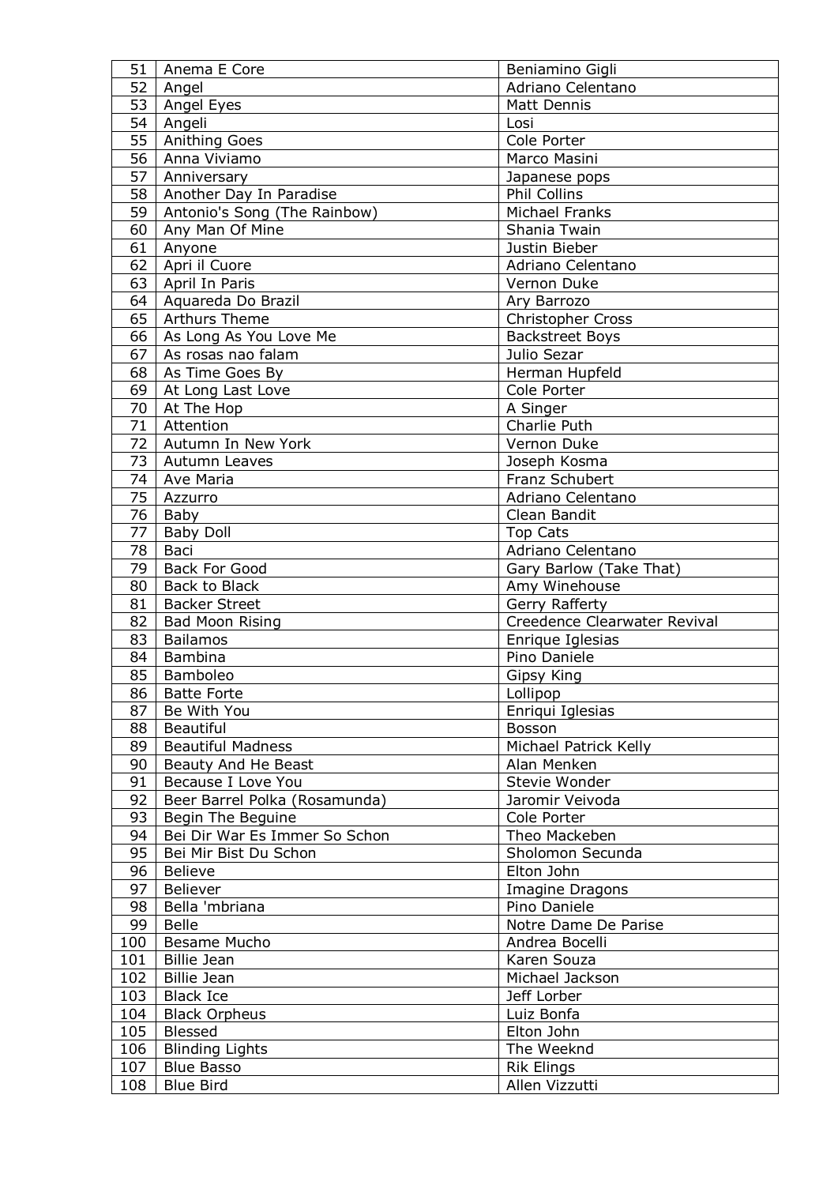| 51 | Anema E Core | Beniamino Gigli |
|---|---|---|
| 52 | Angel | Adriano Celentano |
| 53 | Angel Eyes | Matt Dennis |
| 54 | Angeli | Losi |
| 55 | Anithing Goes | Cole Porter |
| 56 | Anna Viviamo | Marco Masini |
| 57 | Anniversary | Japanese pops |
| 58 | Another Day In Paradise | Phil Collins |
| 59 | Antonio's Song (The Rainbow) | Michael Franks |
| 60 | Any Man Of Mine | Shania Twain |
| 61 | Anyone | Justin Bieber |
| 62 | Apri il Cuore | Adriano Celentano |
| 63 | April In Paris | Vernon Duke |
| 64 | Aquareda Do Brazil | Ary Barrozo |
| 65 | Arthurs Theme | Christopher Cross |
| 66 | As Long As You Love Me | Backstreet Boys |
| 67 | As rosas nao falam | Julio Sezar |
| 68 | As Time Goes By | Herman Hupfeld |
| 69 | At Long Last Love | Cole Porter |
| 70 | At The Hop | A Singer |
| 71 | Attention | Charlie Puth |
| 72 | Autumn In New York | Vernon Duke |
| 73 | Autumn Leaves | Joseph Kosma |
| 74 | Ave Maria | Franz Schubert |
| 75 | Azzurro | Adriano Celentano |
| 76 | Baby | Clean Bandit |
| 77 | Baby Doll | Top Cats |
| 78 | Baci | Adriano Celentano |
| 79 | Back For Good | Gary Barlow (Take That) |
| 80 | Back to Black | Amy Winehouse |
| 81 | Backer Street | Gerry Rafferty |
| 82 | Bad Moon Rising | Creedence Clearwater Revival |
| 83 | Bailamos | Enrique Iglesias |
| 84 | Bambina | Pino Daniele |
| 85 | Bamboleo | Gipsy King |
| 86 | Batte Forte | Lollipop |
| 87 | Be With You | Enriqui Iglesias |
| 88 | Beautiful | Bosson |
| 89 | Beautiful Madness | Michael Patrick Kelly |
| 90 | Beauty And He Beast | Alan Menken |
| 91 | Because I Love You | Stevie Wonder |
| 92 | Beer Barrel Polka (Rosamunda) | Jaromir Veivoda |
| 93 | Begin The Beguine | Cole Porter |
| 94 | Bei Dir War Es Immer So Schon | Theo Mackeben |
| 95 | Bei Mir Bist Du Schon | Sholomon Secunda |
| 96 | Believe | Elton John |
| 97 | Believer | Imagine Dragons |
| 98 | Bella 'mbriana | Pino Daniele |
| 99 | Belle | Notre Dame De Parise |
| 100 | Besame Mucho | Andrea Bocelli |
| 101 | Billie Jean | Karen Souza |
| 102 | Billie Jean | Michael Jackson |
| 103 | Black Ice | Jeff Lorber |
| 104 | Black Orpheus | Luiz Bonfa |
| 105 | Blessed | Elton John |
| 106 | Blinding Lights | The Weeknd |
| 107 | Blue Basso | Rik Elings |
| 108 | Blue Bird | Allen Vizzutti |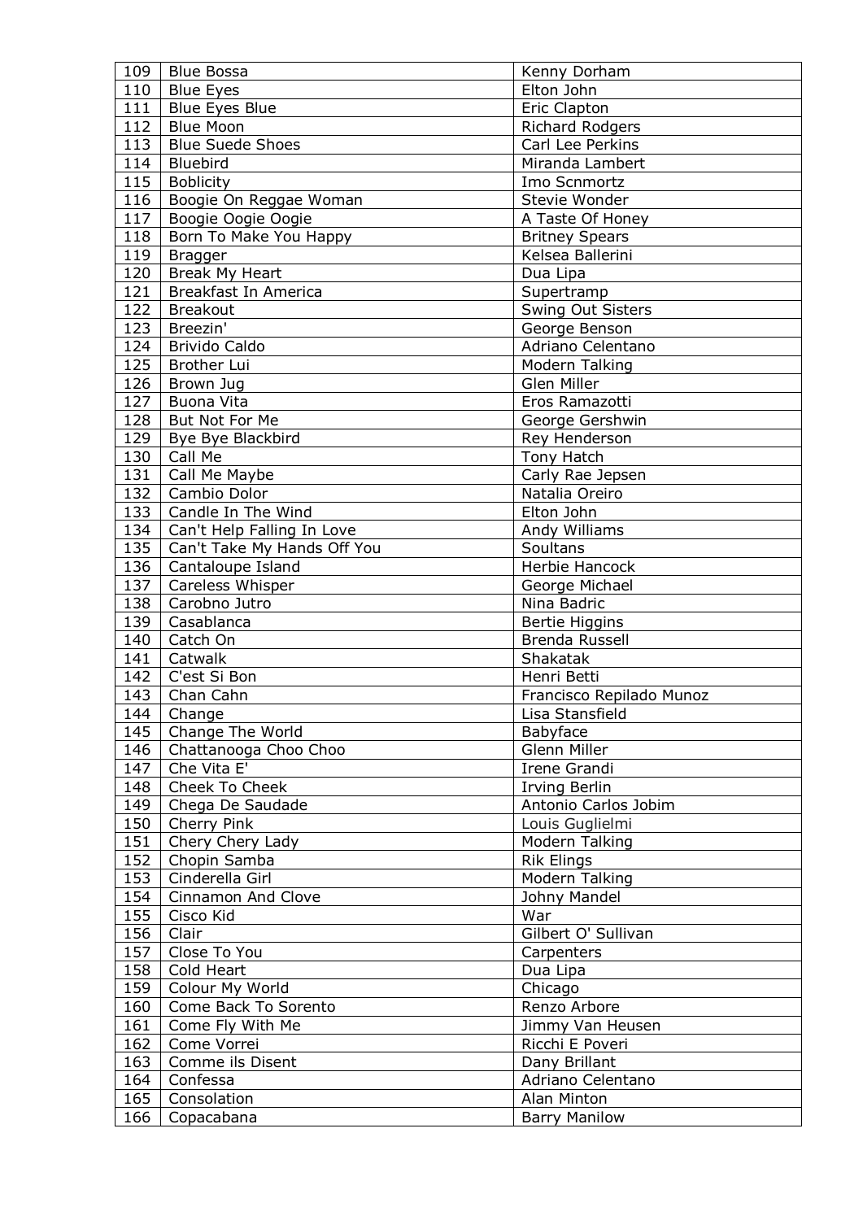| 109 | Blue Bossa | Kenny Dorham |
|---|---|---|
| 110 | Blue Eyes | Elton John |
| 111 | Blue Eyes Blue | Eric Clapton |
| 112 | Blue Moon | Richard Rodgers |
| 113 | Blue Suede Shoes | Carl Lee Perkins |
| 114 | Bluebird | Miranda Lambert |
| 115 | Boblicity | Imo Scnmortz |
| 116 | Boogie On Reggae Woman | Stevie Wonder |
| 117 | Boogie Oogie Oogie | A Taste Of Honey |
| 118 | Born To Make You Happy | Britney Spears |
| 119 | Bragger | Kelsea Ballerini |
| 120 | Break My Heart | Dua Lipa |
| 121 | Breakfast In America | Supertramp |
| 122 | Breakout | Swing Out Sisters |
| 123 | Breezin' | George Benson |
| 124 | Brivido Caldo | Adriano Celentano |
| 125 | Brother Lui | Modern Talking |
| 126 | Brown Jug | Glen Miller |
| 127 | Buona Vita | Eros Ramazotti |
| 128 | But Not For Me | George Gershwin |
| 129 | Bye Bye Blackbird | Rey Henderson |
| 130 | Call Me | Tony Hatch |
| 131 | Call Me Maybe | Carly Rae Jepsen |
| 132 | Cambio Dolor | Natalia Oreiro |
| 133 | Candle In The Wind | Elton John |
| 134 | Can't Help Falling In Love | Andy Williams |
| 135 | Can't Take My Hands Off You | Soultans |
| 136 | Cantaloupe Island | Herbie Hancock |
| 137 | Careless Whisper | George Michael |
| 138 | Carobno Jutro | Nina Badric |
| 139 | Casablanca | Bertie Higgins |
| 140 | Catch On | Brenda Russell |
| 141 | Catwalk | Shakatak |
| 142 | C'est Si Bon | Henri Betti |
| 143 | Chan Cahn | Francisco Repilado Munoz |
| 144 | Change | Lisa Stansfield |
| 145 | Change The World | Babyface |
| 146 | Chattanooga Choo Choo | Glenn Miller |
| 147 | Che Vita E' | Irene Grandi |
| 148 | Cheek To Cheek | Irving Berlin |
| 149 | Chega De Saudade | Antonio Carlos Jobim |
| 150 | Cherry Pink | Louis Guglielmi |
| 151 | Chery Chery Lady | Modern Talking |
| 152 | Chopin Samba | Rik Elings |
| 153 | Cinderella Girl | Modern Talking |
| 154 | Cinnamon And Clove | Johny Mandel |
| 155 | Cisco Kid | War |
| 156 | Clair | Gilbert O' Sullivan |
| 157 | Close To You | Carpenters |
| 158 | Cold Heart | Dua Lipa |
| 159 | Colour My World | Chicago |
| 160 | Come Back To Sorento | Renzo Arbore |
| 161 | Come Fly With Me | Jimmy Van Heusen |
| 162 | Come Vorrei | Ricchi E Poveri |
| 163 | Comme ils Disent | Dany Brillant |
| 164 | Confessa | Adriano Celentano |
| 165 | Consolation | Alan Minton |
| 166 | Copacabana | Barry Manilow |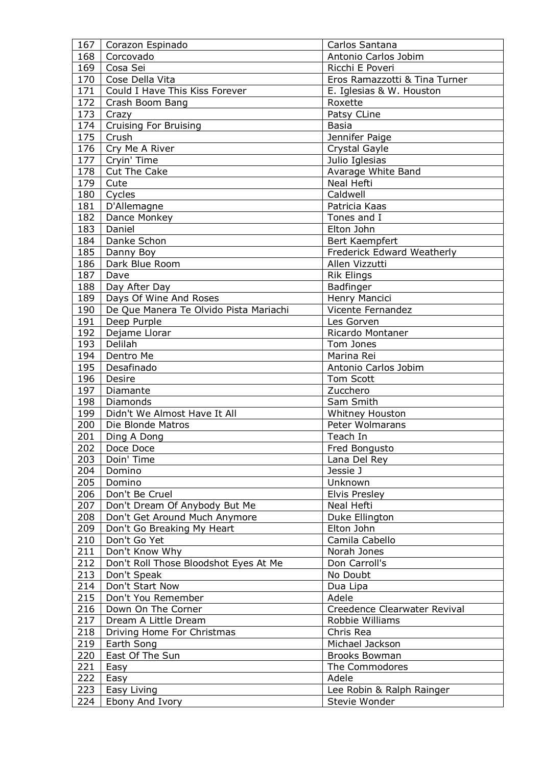| 167 | Corazon Espinado | Carlos Santana |
|---|---|---|
| 168 | Corcovado | Antonio Carlos Jobim |
| 169 | Cosa Sei | Ricchi E Poveri |
| 170 | Cose Della Vita | Eros Ramazzotti & Tina Turner |
| 171 | Could I Have This Kiss Forever | E. Iglesias & W. Houston |
| 172 | Crash Boom Bang | Roxette |
| 173 | Crazy | Patsy CLine |
| 174 | Cruising For Bruising | Basia |
| 175 | Crush | Jennifer Paige |
| 176 | Cry Me A River | Crystal Gayle |
| 177 | Cryin' Time | Julio Iglesias |
| 178 | Cut The Cake | Avarage White Band |
| 179 | Cute | Neal Hefti |
| 180 | Cycles | Caldwell |
| 181 | D'Allemagne | Patricia Kaas |
| 182 | Dance Monkey | Tones and I |
| 183 | Daniel | Elton John |
| 184 | Danke Schon | Bert Kaempfert |
| 185 | Danny Boy | Frederick Edward Weatherly |
| 186 | Dark Blue Room | Allen Vizzutti |
| 187 | Dave | Rik Elings |
| 188 | Day After Day | Badfinger |
| 189 | Days Of Wine And Roses | Henry Mancici |
| 190 | De Que Manera Te Olvido Pista Mariachi | Vicente Fernandez |
| 191 | Deep Purple | Les Gorven |
| 192 | Dejame Llorar | Ricardo Montaner |
| 193 | Delilah | Tom Jones |
| 194 | Dentro Me | Marina Rei |
| 195 | Desafinado | Antonio Carlos Jobim |
| 196 | Desire | Tom Scott |
| 197 | Diamante | Zucchero |
| 198 | Diamonds | Sam Smith |
| 199 | Didn't We Almost Have It All | Whitney Houston |
| 200 | Die Blonde Matros | Peter Wolmarans |
| 201 | Ding A Dong | Teach In |
| 202 | Doce Doce | Fred Bongusto |
| 203 | Doin' Time | Lana Del Rey |
| 204 | Domino | Jessie J |
| 205 | Domino | Unknown |
| 206 | Don't Be Cruel | Elvis Presley |
| 207 | Don't Dream Of Anybody But Me | Neal Hefti |
| 208 | Don't Get Around Much Anymore | Duke Ellington |
| 209 | Don't Go Breaking My Heart | Elton John |
| 210 | Don't Go Yet | Camila Cabello |
| 211 | Don't Know Why | Norah Jones |
| 212 | Don't Roll Those Bloodshot Eyes At Me | Don Carroll's |
| 213 | Don't Speak | No Doubt |
| 214 | Don't Start Now | Dua Lipa |
| 215 | Don't You Remember | Adele |
| 216 | Down On The Corner | Creedence Clearwater Revival |
| 217 | Dream A Little Dream | Robbie Williams |
| 218 | Driving Home For Christmas | Chris Rea |
| 219 | Earth Song | Michael Jackson |
| 220 | East Of The Sun | Brooks Bowman |
| 221 | Easy | The Commodores |
| 222 | Easy | Adele |
| 223 | Easy Living | Lee Robin & Ralph Rainger |
| 224 | Ebony And Ivory | Stevie Wonder |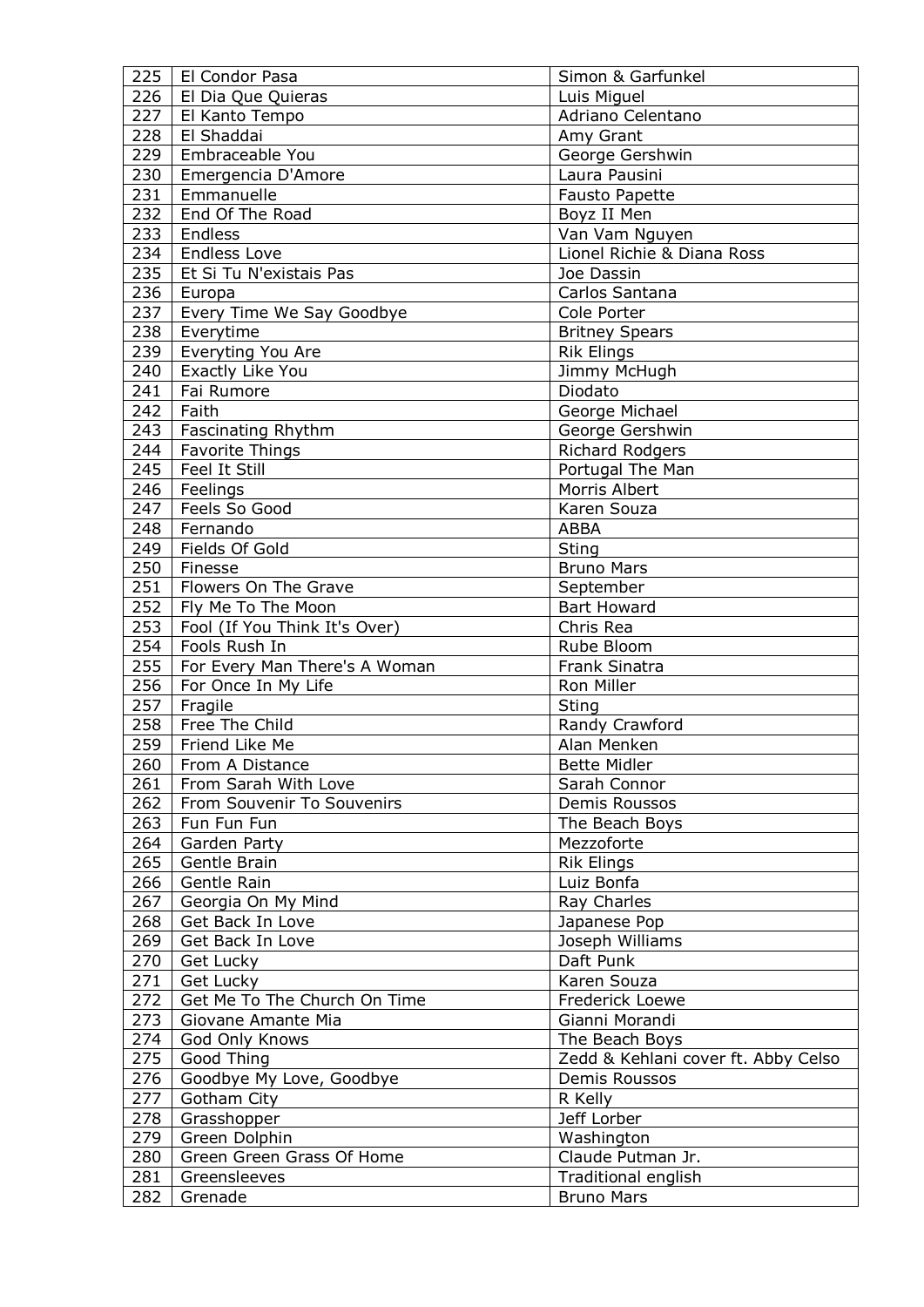| 225 | El Condor Pasa | Simon & Garfunkel |
|---|---|---|
| 226 | El Dia Que Quieras | Luis Miguel |
| 227 | El Kanto Tempo | Adriano Celentano |
| 228 | El Shaddai | Amy Grant |
| 229 | Embraceable You | George Gershwin |
| 230 | Emergencia D'Amore | Laura Pausini |
| 231 | Emmanuelle | Fausto Papette |
| 232 | End Of The Road | Boyz II Men |
| 233 | Endless | Van Vam Nguyen |
| 234 | Endless Love | Lionel Richie & Diana Ross |
| 235 | Et Si Tu N'existais Pas | Joe Dassin |
| 236 | Europa | Carlos Santana |
| 237 | Every Time We Say Goodbye | Cole Porter |
| 238 | Everytime | Britney Spears |
| 239 | Everyting You Are | Rik Elings |
| 240 | Exactly Like You | Jimmy McHugh |
| 241 | Fai Rumore | Diodato |
| 242 | Faith | George Michael |
| 243 | Fascinating Rhythm | George Gershwin |
| 244 | Favorite Things | Richard Rodgers |
| 245 | Feel It Still | Portugal The Man |
| 246 | Feelings | Morris Albert |
| 247 | Feels So Good | Karen Souza |
| 248 | Fernando | ABBA |
| 249 | Fields Of Gold | Sting |
| 250 | Finesse | Bruno Mars |
| 251 | Flowers On The Grave | September |
| 252 | Fly Me To The Moon | Bart Howard |
| 253 | Fool (If You Think It's Over) | Chris Rea |
| 254 | Fools Rush In | Rube Bloom |
| 255 | For Every Man There's A Woman | Frank Sinatra |
| 256 | For Once In My Life | Ron Miller |
| 257 | Fragile | Sting |
| 258 | Free The Child | Randy Crawford |
| 259 | Friend Like Me | Alan Menken |
| 260 | From A Distance | Bette Midler |
| 261 | From Sarah With Love | Sarah Connor |
| 262 | From Souvenir To Souvenirs | Demis Roussos |
| 263 | Fun Fun Fun | The Beach Boys |
| 264 | Garden Party | Mezzoforte |
| 265 | Gentle Brain | Rik Elings |
| 266 | Gentle Rain | Luiz Bonfa |
| 267 | Georgia On My Mind | Ray Charles |
| 268 | Get Back In Love | Japanese Pop |
| 269 | Get Back In Love | Joseph Williams |
| 270 | Get Lucky | Daft Punk |
| 271 | Get Lucky | Karen Souza |
| 272 | Get Me To The Church On Time | Frederick Loewe |
| 273 | Giovane Amante Mia | Gianni Morandi |
| 274 | God Only Knows | The Beach Boys |
| 275 | Good Thing | Zedd & Kehlani cover ft. Abby Celso |
| 276 | Goodbye My Love, Goodbye | Demis Roussos |
| 277 | Gotham City | R Kelly |
| 278 | Grasshopper | Jeff Lorber |
| 279 | Green Dolphin | Washington |
| 280 | Green Green Grass Of Home | Claude Putman Jr. |
| 281 | Greensleeves | Traditional english |
| 282 | Grenade | Bruno Mars |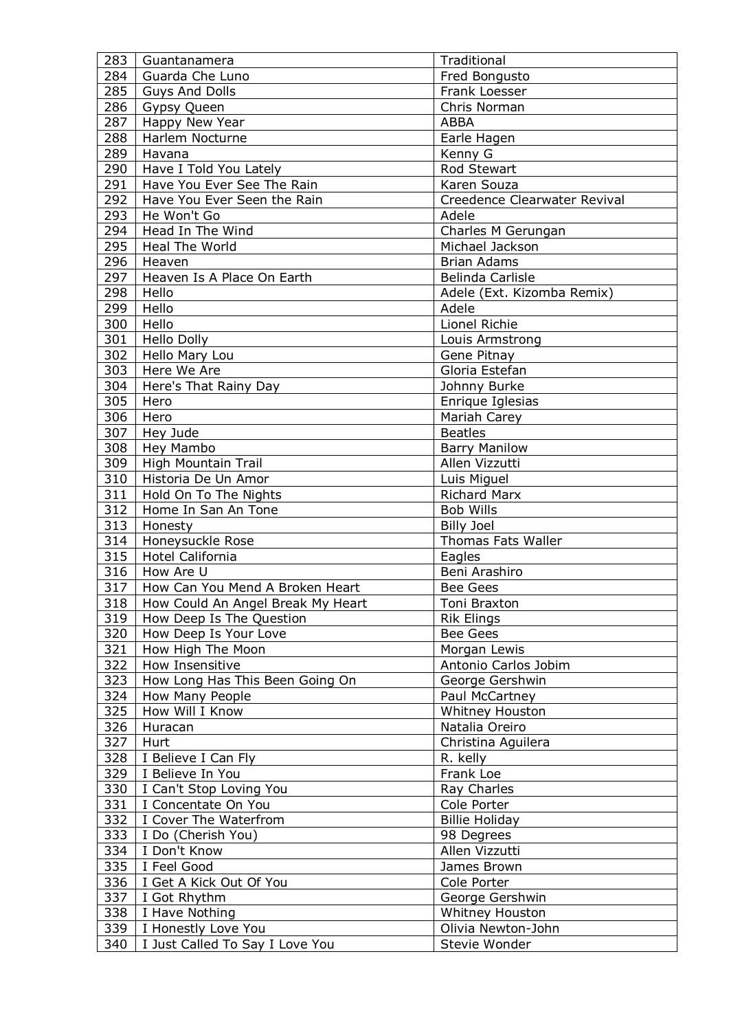| 283 | Guantanamera | Traditional |
|---|---|---|
| 284 | Guarda Che Luno | Fred Bongusto |
| 285 | Guys And Dolls | Frank Loesser |
| 286 | Gypsy Queen | Chris Norman |
| 287 | Happy New Year | ABBA |
| 288 | Harlem Nocturne | Earle Hagen |
| 289 | Havana | Kenny G |
| 290 | Have I Told You Lately | Rod Stewart |
| 291 | Have You Ever See The Rain | Karen Souza |
| 292 | Have You Ever Seen the Rain | Creedence Clearwater Revival |
| 293 | He Won't Go | Adele |
| 294 | Head In The Wind | Charles M Gerungan |
| 295 | Heal The World | Michael Jackson |
| 296 | Heaven | Brian Adams |
| 297 | Heaven Is A Place On Earth | Belinda Carlisle |
| 298 | Hello | Adele (Ext. Kizomba Remix) |
| 299 | Hello | Adele |
| 300 | Hello | Lionel Richie |
| 301 | Hello Dolly | Louis Armstrong |
| 302 | Hello Mary Lou | Gene Pitnay |
| 303 | Here We Are | Gloria Estefan |
| 304 | Here's That Rainy Day | Johnny Burke |
| 305 | Hero | Enrique Iglesias |
| 306 | Hero | Mariah Carey |
| 307 | Hey Jude | Beatles |
| 308 | Hey Mambo | Barry Manilow |
| 309 | High Mountain Trail | Allen Vizzutti |
| 310 | Historia De Un Amor | Luis Miguel |
| 311 | Hold On To The Nights | Richard Marx |
| 312 | Home In San An Tone | Bob Wills |
| 313 | Honesty | Billy Joel |
| 314 | Honeysuckle Rose | Thomas Fats Waller |
| 315 | Hotel California | Eagles |
| 316 | How Are U | Beni Arashiro |
| 317 | How Can You Mend A Broken Heart | Bee Gees |
| 318 | How Could An Angel Break My Heart | Toni Braxton |
| 319 | How Deep Is The Question | Rik Elings |
| 320 | How Deep Is Your Love | Bee Gees |
| 321 | How High The Moon | Morgan Lewis |
| 322 | How Insensitive | Antonio Carlos Jobim |
| 323 | How Long Has This Been Going On | George Gershwin |
| 324 | How Many People | Paul McCartney |
| 325 | How Will I Know | Whitney Houston |
| 326 | Huracan | Natalia Oreiro |
| 327 | Hurt | Christina Aguilera |
| 328 | I Believe I Can Fly | R. kelly |
| 329 | I Believe In You | Frank Loe |
| 330 | I Can't Stop Loving You | Ray Charles |
| 331 | I Concentate On You | Cole Porter |
| 332 | I Cover The Waterfrom | Billie Holiday |
| 333 | I Do (Cherish You) | 98 Degrees |
| 334 | I Don't Know | Allen Vizzutti |
| 335 | I Feel Good | James Brown |
| 336 | I Get A Kick Out Of You | Cole Porter |
| 337 | I Got Rhythm | George Gershwin |
| 338 | I Have Nothing | Whitney Houston |
| 339 | I Honestly Love You | Olivia Newton-John |
| 340 | I Just Called To Say I Love You | Stevie Wonder |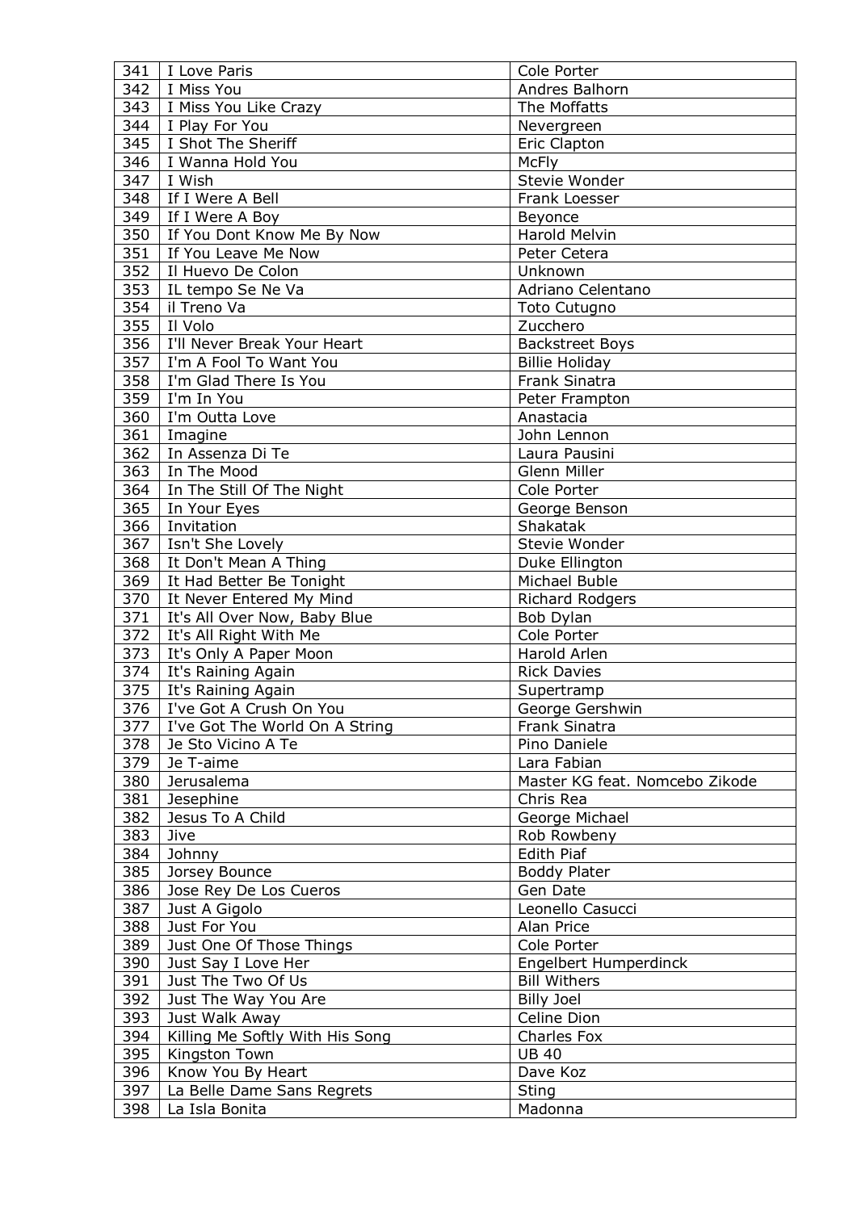| 341 | I Love Paris | Cole Porter |
|---|---|---|
| 342 | I Miss You | Andres Balhorn |
| 343 | I Miss You Like Crazy | The Moffatts |
| 344 | I Play For You | Nevergreen |
| 345 | I Shot The Sheriff | Eric Clapton |
| 346 | I Wanna Hold You | McFly |
| 347 | I Wish | Stevie Wonder |
| 348 | If I Were A Bell | Frank Loesser |
| 349 | If I Were A Boy | Beyonce |
| 350 | If You Dont Know Me By Now | Harold Melvin |
| 351 | If You Leave Me Now | Peter Cetera |
| 352 | Il Huevo De Colon | Unknown |
| 353 | IL tempo Se Ne Va | Adriano Celentano |
| 354 | il Treno Va | Toto Cutugno |
| 355 | Il Volo | Zucchero |
| 356 | I'll Never Break Your Heart | Backstreet Boys |
| 357 | I'm A Fool To Want You | Billie Holiday |
| 358 | I'm Glad There Is You | Frank Sinatra |
| 359 | I'm In You | Peter Frampton |
| 360 | I'm Outta Love | Anastacia |
| 361 | Imagine | John Lennon |
| 362 | In Assenza Di Te | Laura Pausini |
| 363 | In The Mood | Glenn Miller |
| 364 | In The Still Of The Night | Cole Porter |
| 365 | In Your Eyes | George Benson |
| 366 | Invitation | Shakatak |
| 367 | Isn't She Lovely | Stevie Wonder |
| 368 | It Don't Mean A Thing | Duke Ellington |
| 369 | It Had Better Be Tonight | Michael Buble |
| 370 | It Never Entered My Mind | Richard Rodgers |
| 371 | It's All Over Now, Baby Blue | Bob Dylan |
| 372 | It's All Right With Me | Cole Porter |
| 373 | It's Only A Paper Moon | Harold Arlen |
| 374 | It's Raining Again | Rick Davies |
| 375 | It's Raining Again | Supertramp |
| 376 | I've Got A Crush On You | George Gershwin |
| 377 | I've Got The World On A String | Frank Sinatra |
| 378 | Je Sto Vicino A Te | Pino Daniele |
| 379 | Je T-aime | Lara Fabian |
| 380 | Jerusalema | Master KG feat. Nomcebo Zikode |
| 381 | Jesephine | Chris Rea |
| 382 | Jesus To A Child | George Michael |
| 383 | Jive | Rob Rowbeny |
| 384 | Johnny | Edith Piaf |
| 385 | Jorsey Bounce | Boddy Plater |
| 386 | Jose Rey De Los Cueros | Gen Date |
| 387 | Just A Gigolo | Leonello Casucci |
| 388 | Just For You | Alan Price |
| 389 | Just One Of Those Things | Cole Porter |
| 390 | Just Say I Love Her | Engelbert Humperdinck |
| 391 | Just The Two Of Us | Bill Withers |
| 392 | Just The Way You Are | Billy Joel |
| 393 | Just Walk Away | Celine Dion |
| 394 | Killing Me Softly With His Song | Charles Fox |
| 395 | Kingston Town | UB 40 |
| 396 | Know You By Heart | Dave Koz |
| 397 | La Belle Dame Sans Regrets | Sting |
| 398 | La Isla Bonita | Madonna |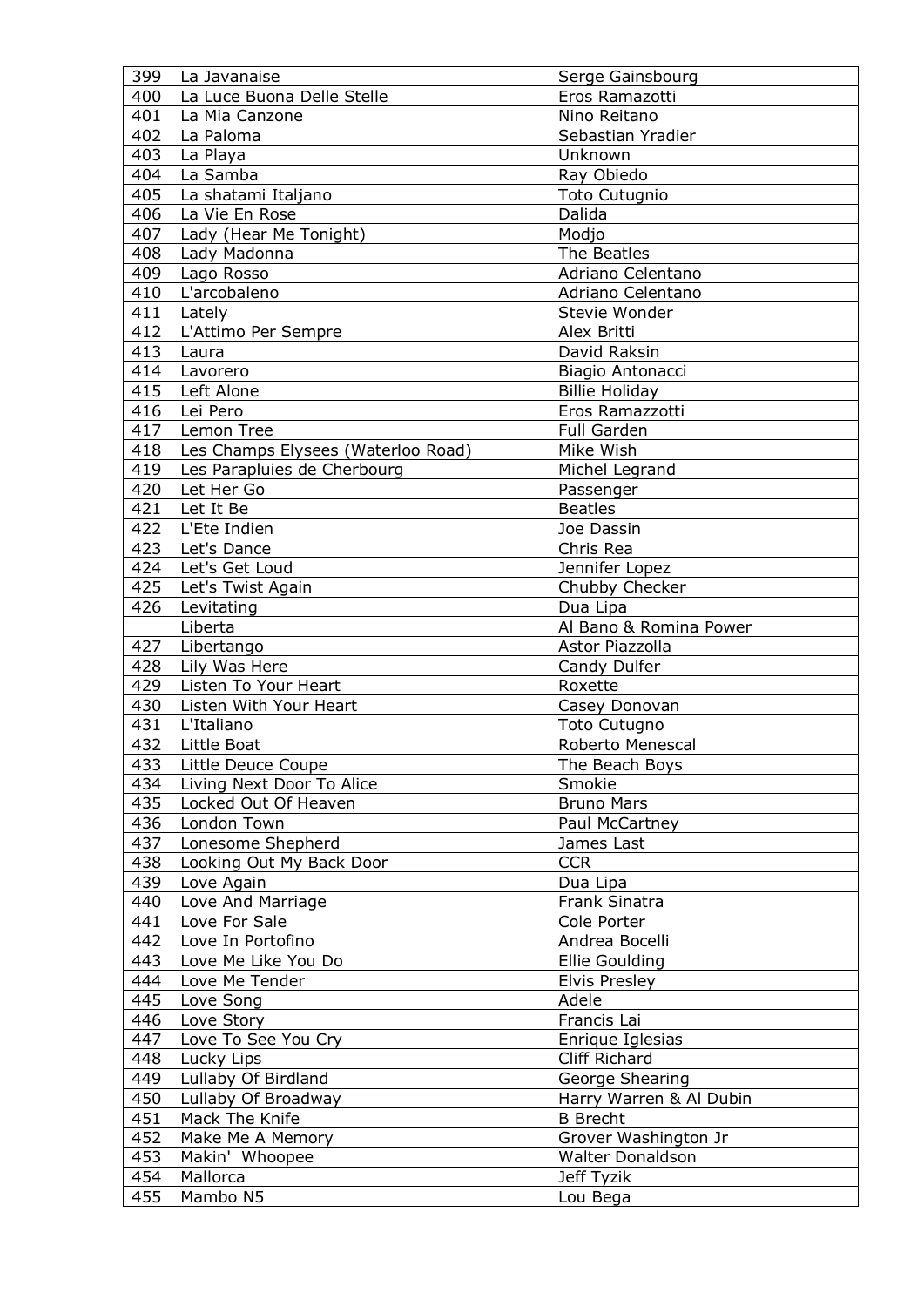| 399 | La Javanaise | Serge Gainsbourg |
|---|---|---|
| 400 | La Luce Buona Delle Stelle | Eros Ramazotti |
| 401 | La Mia Canzone | Nino Reitano |
| 402 | La Paloma | Sebastian Yradier |
| 403 | La Playa | Unknown |
| 404 | La Samba | Ray Obiedo |
| 405 | La shatami Italjano | Toto Cutugnio |
| 406 | La Vie En Rose | Dalida |
| 407 | Lady (Hear Me Tonight) | Modjo |
| 408 | Lady Madonna | The Beatles |
| 409 | Lago Rosso | Adriano Celentano |
| 410 | L'arcobaleno | Adriano Celentano |
| 411 | Lately | Stevie Wonder |
| 412 | L'Attimo Per Sempre | Alex Britti |
| 413 | Laura | David Raksin |
| 414 | Lavorero | Biagio Antonacci |
| 415 | Left Alone | Billie Holiday |
| 416 | Lei Pero | Eros Ramazzotti |
| 417 | Lemon Tree | Full Garden |
| 418 | Les Champs Elysees (Waterloo Road) | Mike Wish |
| 419 | Les Parapluies de Cherbourg | Michel Legrand |
| 420 | Let Her Go | Passenger |
| 421 | Let It Be | Beatles |
| 422 | L'Ete Indien | Joe Dassin |
| 423 | Let's Dance | Chris Rea |
| 424 | Let's Get Loud | Jennifer Lopez |
| 425 | Let's Twist Again | Chubby Checker |
| 426 | Levitating | Dua Lipa |
| | Liberta | Al Bano & Romina Power |
| 427 | Libertango | Astor Piazzolla |
| 428 | Lily Was Here | Candy Dulfer |
| 429 | Listen To Your Heart | Roxette |
| 430 | Listen With Your Heart | Casey Donovan |
| 431 | L'Italiano | Toto Cutugno |
| 432 | Little Boat | Roberto Menescal |
| 433 | Little Deuce Coupe | The Beach Boys |
| 434 | Living Next Door To Alice | Smokie |
| 435 | Locked Out Of Heaven | Bruno Mars |
| 436 | London Town | Paul McCartney |
| 437 | Lonesome Shepherd | James Last |
| 438 | Looking Out My Back Door | CCR |
| 439 | Love Again | Dua Lipa |
| 440 | Love And Marriage | Frank Sinatra |
| 441 | Love For Sale | Cole Porter |
| 442 | Love In Portofino | Andrea Bocelli |
| 443 | Love Me Like You Do | Ellie Goulding |
| 444 | Love Me Tender | Elvis Presley |
| 445 | Love Song | Adele |
| 446 | Love Story | Francis Lai |
| 447 | Love To See You Cry | Enrique Iglesias |
| 448 | Lucky Lips | Cliff Richard |
| 449 | Lullaby Of Birdland | George Shearing |
| 450 | Lullaby Of Broadway | Harry Warren & Al Dubin |
| 451 | Mack The Knife | B Brecht |
| 452 | Make Me A Memory | Grover Washington Jr |
| 453 | Makin' Whoopee | Walter Donaldson |
| 454 | Mallorca | Jeff Tyzik |
| 455 | Mambo N5 | Lou Bega |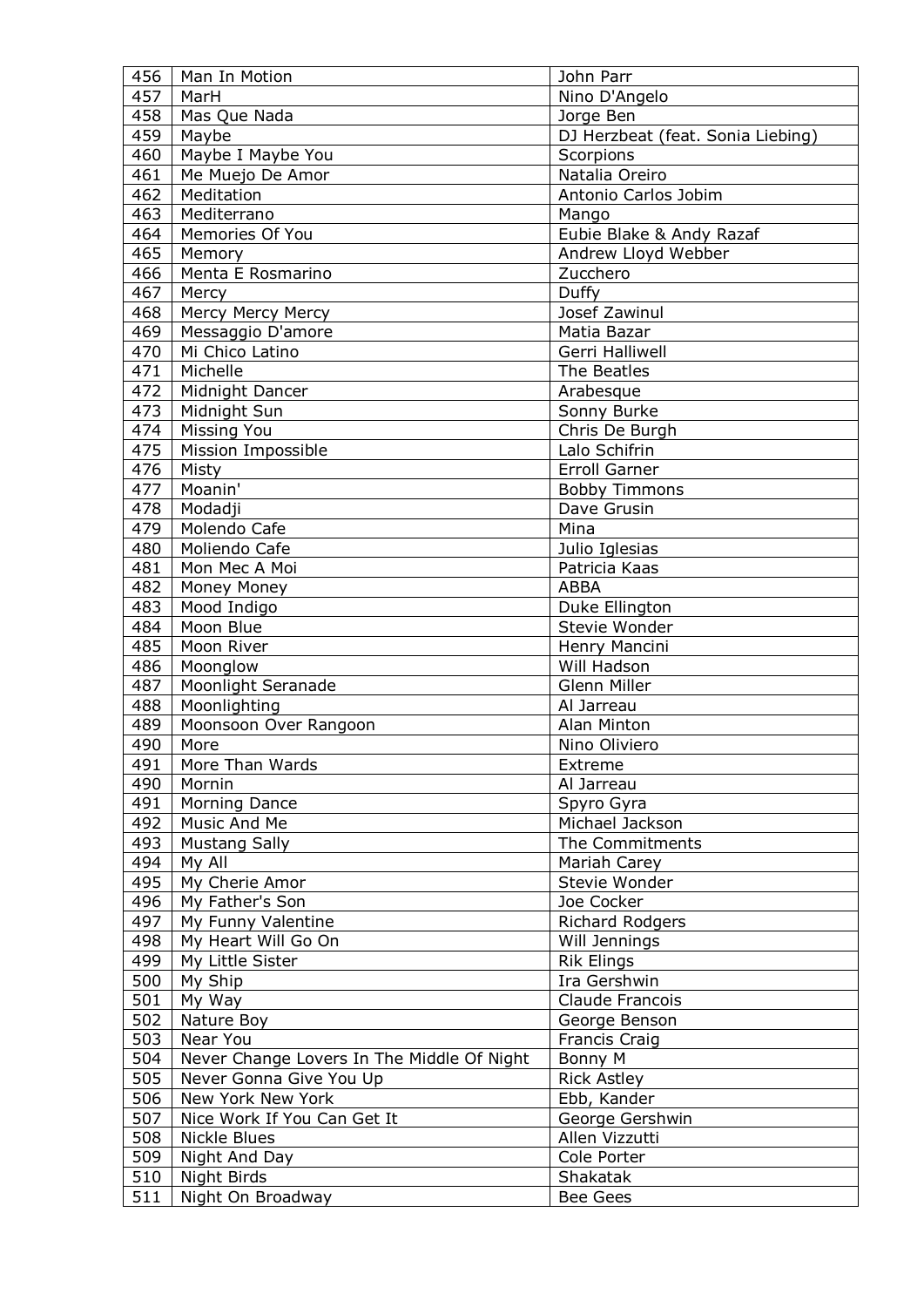| 456 | Man In Motion | John Parr |
|---|---|---|
| 457 | MarH | Nino D'Angelo |
| 458 | Mas Que Nada | Jorge Ben |
| 459 | Maybe | DJ Herzbeat (feat. Sonia Liebing) |
| 460 | Maybe I Maybe You | Scorpions |
| 461 | Me Muejo De Amor | Natalia Oreiro |
| 462 | Meditation | Antonio Carlos Jobim |
| 463 | Mediterrano | Mango |
| 464 | Memories Of You | Eubie Blake & Andy Razaf |
| 465 | Memory | Andrew Lloyd Webber |
| 466 | Menta E Rosmarino | Zucchero |
| 467 | Mercy | Duffy |
| 468 | Mercy Mercy Mercy | Josef Zawinul |
| 469 | Messaggio D'amore | Matia Bazar |
| 470 | Mi Chico Latino | Gerri Halliwell |
| 471 | Michelle | The Beatles |
| 472 | Midnight Dancer | Arabesque |
| 473 | Midnight Sun | Sonny Burke |
| 474 | Missing You | Chris De Burgh |
| 475 | Mission Impossible | Lalo Schifrin |
| 476 | Misty | Erroll Garner |
| 477 | Moanin' | Bobby Timmons |
| 478 | Modadji | Dave Grusin |
| 479 | Molendo Cafe | Mina |
| 480 | Moliendo Cafe | Julio Iglesias |
| 481 | Mon Mec A Moi | Patricia Kaas |
| 482 | Money Money | ABBA |
| 483 | Mood Indigo | Duke Ellington |
| 484 | Moon Blue | Stevie Wonder |
| 485 | Moon River | Henry Mancini |
| 486 | Moonglow | Will Hadson |
| 487 | Moonlight Seranade | Glenn Miller |
| 488 | Moonlighting | Al Jarreau |
| 489 | Moonsoon Over Rangoon | Alan Minton |
| 490 | More | Nino Oliviero |
| 491 | More Than Wards | Extreme |
| 490 | Mornin | Al Jarreau |
| 491 | Morning Dance | Spyro Gyra |
| 492 | Music And Me | Michael Jackson |
| 493 | Mustang Sally | The Commitments |
| 494 | My All | Mariah Carey |
| 495 | My Cherie Amor | Stevie Wonder |
| 496 | My Father's Son | Joe Cocker |
| 497 | My Funny Valentine | Richard Rodgers |
| 498 | My Heart Will Go On | Will Jennings |
| 499 | My Little Sister | Rik Elings |
| 500 | My Ship | Ira Gershwin |
| 501 | My Way | Claude Francois |
| 502 | Nature Boy | George Benson |
| 503 | Near You | Francis Craig |
| 504 | Never Change Lovers In The Middle Of Night | Bonny M |
| 505 | Never Gonna Give You Up | Rick Astley |
| 506 | New York New York | Ebb, Kander |
| 507 | Nice Work If You Can Get It | George Gershwin |
| 508 | Nickle Blues | Allen Vizzutti |
| 509 | Night And Day | Cole Porter |
| 510 | Night Birds | Shakatak |
| 511 | Night On Broadway | Bee Gees |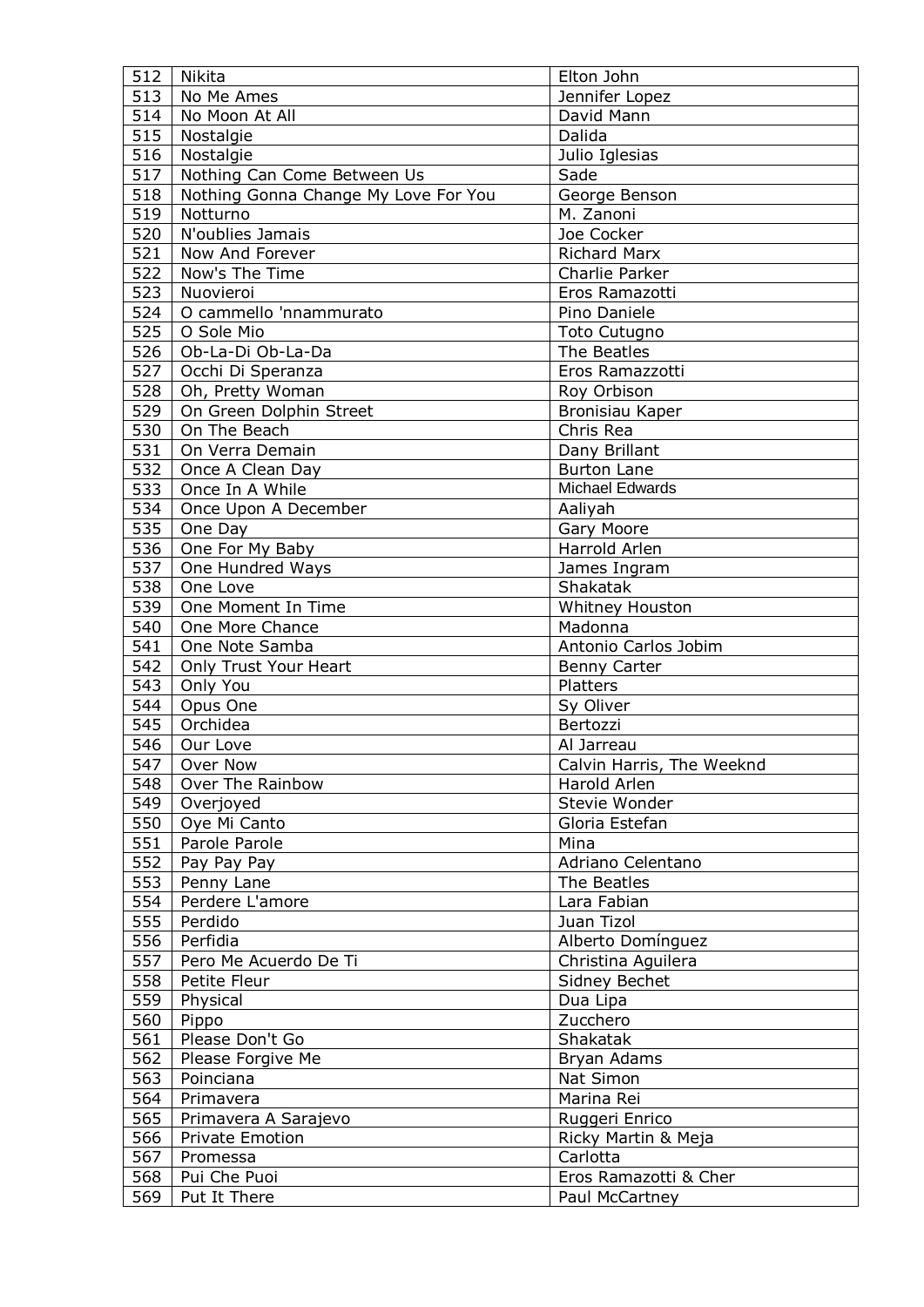| 512 | Nikita | Elton John |
|---|---|---|
| 513 | No Me Ames | Jennifer Lopez |
| 514 | No Moon At All | David Mann |
| 515 | Nostalgie | Dalida |
| 516 | Nostalgie | Julio Iglesias |
| 517 | Nothing Can Come Between Us | Sade |
| 518 | Nothing Gonna Change My Love For You | George Benson |
| 519 | Notturno | M. Zanoni |
| 520 | N'oublies Jamais | Joe Cocker |
| 521 | Now And Forever | Richard Marx |
| 522 | Now's The Time | Charlie Parker |
| 523 | Nuovieroi | Eros Ramazotti |
| 524 | O cammello 'nnammurato | Pino Daniele |
| 525 | O Sole Mio | Toto Cutugno |
| 526 | Ob-La-Di Ob-La-Da | The Beatles |
| 527 | Occhi Di Speranza | Eros Ramazzotti |
| 528 | Oh, Pretty Woman | Roy Orbison |
| 529 | On Green Dolphin Street | Bronisiau Kaper |
| 530 | On The Beach | Chris Rea |
| 531 | On Verra Demain | Dany Brillant |
| 532 | Once A Clean Day | Burton Lane |
| 533 | Once In A While | Michael Edwards |
| 534 | Once Upon A December | Aaliyah |
| 535 | One Day | Gary Moore |
| 536 | One For My Baby | Harrold Arlen |
| 537 | One Hundred Ways | James Ingram |
| 538 | One Love | Shakatak |
| 539 | One Moment In Time | Whitney Houston |
| 540 | One More Chance | Madonna |
| 541 | One Note Samba | Antonio Carlos Jobim |
| 542 | Only Trust Your Heart | Benny Carter |
| 543 | Only You | Platters |
| 544 | Opus One | Sy Oliver |
| 545 | Orchidea | Bertozzi |
| 546 | Our Love | Al Jarreau |
| 547 | Over Now | Calvin Harris, The Weeknd |
| 548 | Over The Rainbow | Harold Arlen |
| 549 | Overjoyed | Stevie Wonder |
| 550 | Oye Mi Canto | Gloria Estefan |
| 551 | Parole Parole | Mina |
| 552 | Pay Pay Pay | Adriano Celentano |
| 553 | Penny Lane | The Beatles |
| 554 | Perdere L'amore | Lara Fabian |
| 555 | Perdido | Juan Tizol |
| 556 | Perfidia | Alberto Domínguez |
| 557 | Pero Me Acuerdo De Ti | Christina Aguilera |
| 558 | Petite Fleur | Sidney Bechet |
| 559 | Physical | Dua Lipa |
| 560 | Pippo | Zucchero |
| 561 | Please Don't Go | Shakatak |
| 562 | Please Forgive Me | Bryan Adams |
| 563 | Poinciana | Nat Simon |
| 564 | Primavera | Marina Rei |
| 565 | Primavera A Sarajevo | Ruggeri Enrico |
| 566 | Private Emotion | Ricky Martin & Meja |
| 567 | Promessa | Carlotta |
| 568 | Pui Che Puoi | Eros Ramazotti & Cher |
| 569 | Put It There | Paul McCartney |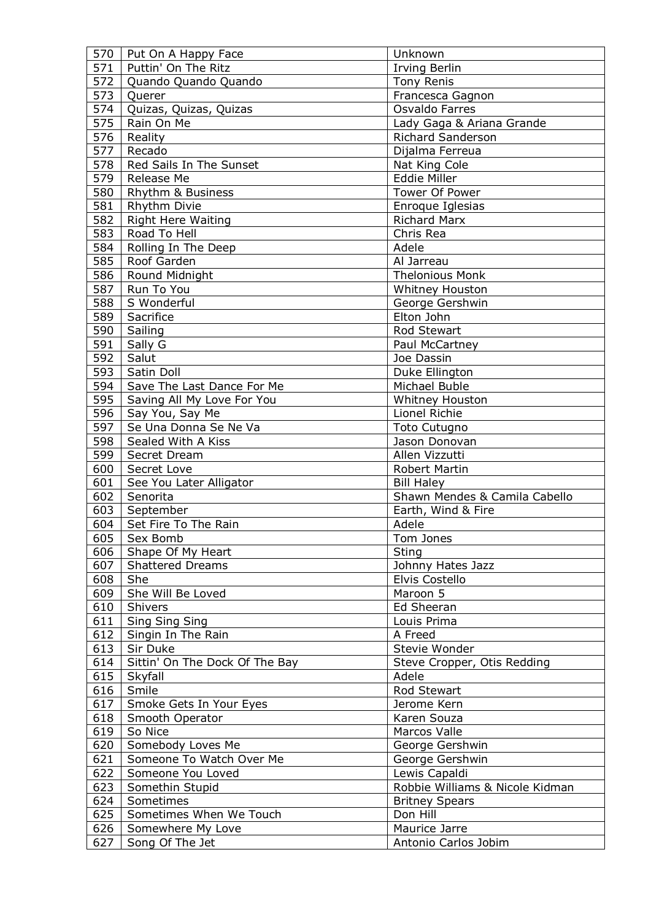| 570 | Put On A Happy Face | Unknown |
|---|---|---|
| 571 | Puttin' On The Ritz | Irving Berlin |
| 572 | Quando Quando Quando | Tony Renis |
| 573 | Querer | Francesca Gagnon |
| 574 | Quizas, Quizas, Quizas | Osvaldo Farres |
| 575 | Rain On Me | Lady Gaga & Ariana Grande |
| 576 | Reality | Richard Sanderson |
| 577 | Recado | Dijalma Ferreua |
| 578 | Red Sails In The Sunset | Nat King Cole |
| 579 | Release Me | Eddie Miller |
| 580 | Rhythm & Business | Tower Of Power |
| 581 | Rhythm Divie | Enroque Iglesias |
| 582 | Right Here Waiting | Richard Marx |
| 583 | Road To Hell | Chris Rea |
| 584 | Rolling In The Deep | Adele |
| 585 | Roof Garden | Al Jarreau |
| 586 | Round Midnight | Thelonious Monk |
| 587 | Run To You | Whitney Houston |
| 588 | S Wonderful | George Gershwin |
| 589 | Sacrifice | Elton John |
| 590 | Sailing | Rod Stewart |
| 591 | Sally G | Paul McCartney |
| 592 | Salut | Joe Dassin |
| 593 | Satin Doll | Duke Ellington |
| 594 | Save The Last Dance For Me | Michael Buble |
| 595 | Saving All My Love For You | Whitney Houston |
| 596 | Say You, Say Me | Lionel Richie |
| 597 | Se Una Donna Se Ne Va | Toto Cutugno |
| 598 | Sealed With A Kiss | Jason Donovan |
| 599 | Secret Dream | Allen Vizzutti |
| 600 | Secret Love | Robert Martin |
| 601 | See You Later Alligator | Bill Haley |
| 602 | Senorita | Shawn Mendes & Camila Cabello |
| 603 | September | Earth, Wind & Fire |
| 604 | Set Fire To The Rain | Adele |
| 605 | Sex Bomb | Tom Jones |
| 606 | Shape Of My Heart | Sting |
| 607 | Shattered Dreams | Johnny Hates Jazz |
| 608 | She | Elvis Costello |
| 609 | She Will Be Loved | Maroon 5 |
| 610 | Shivers | Ed Sheeran |
| 611 | Sing Sing Sing | Louis Prima |
| 612 | Singin In The Rain | A Freed |
| 613 | Sir Duke | Stevie Wonder |
| 614 | Sittin' On The Dock Of The Bay | Steve Cropper, Otis Redding |
| 615 | Skyfall | Adele |
| 616 | Smile | Rod Stewart |
| 617 | Smoke Gets In Your Eyes | Jerome Kern |
| 618 | Smooth Operator | Karen Souza |
| 619 | So Nice | Marcos Valle |
| 620 | Somebody Loves Me | George Gershwin |
| 621 | Someone To Watch Over Me | George Gershwin |
| 622 | Someone You Loved | Lewis Capaldi |
| 623 | Somethin Stupid | Robbie Williams & Nicole Kidman |
| 624 | Sometimes | Britney Spears |
| 625 | Sometimes When We Touch | Don Hill |
| 626 | Somewhere My Love | Maurice Jarre |
| 627 | Song Of The Jet | Antonio Carlos Jobim |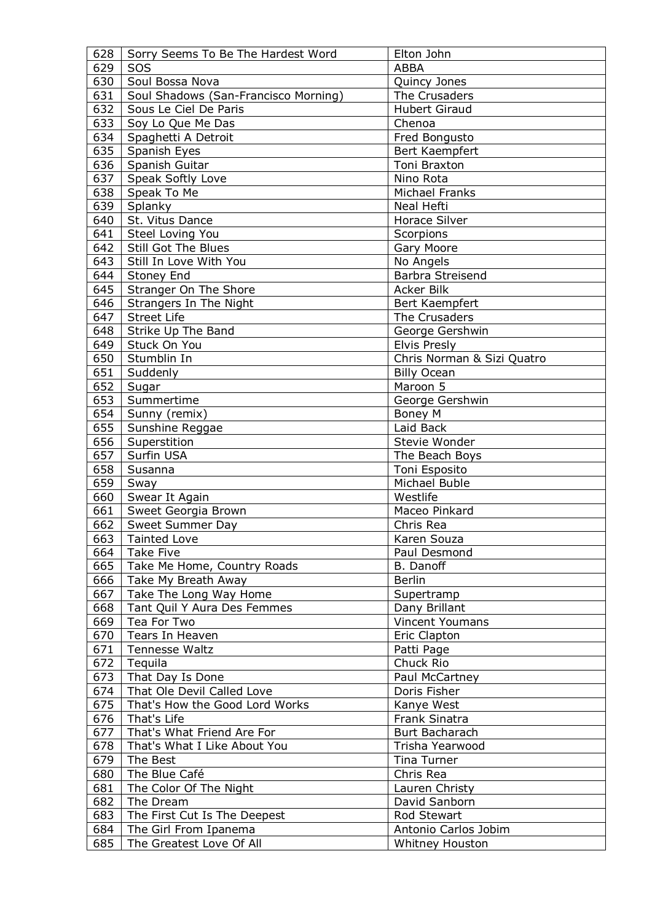| 628 | Sorry Seems To Be The Hardest Word | Elton John |
|---|---|---|
| 629 | SOS | ABBA |
| 630 | Soul Bossa Nova | Quincy Jones |
| 631 | Soul Shadows (San-Francisco Morning) | The Crusaders |
| 632 | Sous Le Ciel De Paris | Hubert Giraud |
| 633 | Soy Lo Que Me Das | Chenoa |
| 634 | Spaghetti A Detroit | Fred Bongusto |
| 635 | Spanish Eyes | Bert Kaempfert |
| 636 | Spanish Guitar | Toni Braxton |
| 637 | Speak Softly Love | Nino Rota |
| 638 | Speak To Me | Michael Franks |
| 639 | Splanky | Neal Hefti |
| 640 | St. Vitus Dance | Horace Silver |
| 641 | Steel Loving You | Scorpions |
| 642 | Still Got The Blues | Gary Moore |
| 643 | Still In Love With You | No Angels |
| 644 | Stoney End | Barbra Streisend |
| 645 | Stranger On The Shore | Acker Bilk |
| 646 | Strangers In The Night | Bert Kaempfert |
| 647 | Street Life | The Crusaders |
| 648 | Strike Up The Band | George Gershwin |
| 649 | Stuck On You | Elvis Presly |
| 650 | Stumblin In | Chris Norman & Sizi Quatro |
| 651 | Suddenly | Billy Ocean |
| 652 | Sugar | Maroon 5 |
| 653 | Summertime | George Gershwin |
| 654 | Sunny (remix) | Boney M |
| 655 | Sunshine Reggae | Laid Back |
| 656 | Superstition | Stevie Wonder |
| 657 | Surfin USA | The Beach Boys |
| 658 | Susanna | Toni Esposito |
| 659 | Sway | Michael Buble |
| 660 | Swear It Again | Westlife |
| 661 | Sweet Georgia Brown | Maceo Pinkard |
| 662 | Sweet Summer Day | Chris Rea |
| 663 | Tainted Love | Karen Souza |
| 664 | Take Five | Paul Desmond |
| 665 | Take Me Home, Country Roads | B. Danoff |
| 666 | Take My Breath Away | Berlin |
| 667 | Take The Long Way Home | Supertramp |
| 668 | Tant Quil Y Aura Des Femmes | Dany Brillant |
| 669 | Tea For Two | Vincent Youmans |
| 670 | Tears In Heaven | Eric Clapton |
| 671 | Tennesse Waltz | Patti Page |
| 672 | Tequila | Chuck Rio |
| 673 | That Day Is Done | Paul McCartney |
| 674 | That Ole Devil Called Love | Doris Fisher |
| 675 | That's How the Good Lord Works | Kanye West |
| 676 | That's Life | Frank Sinatra |
| 677 | That's What Friend Are For | Burt Bacharach |
| 678 | That's What I Like About You | Trisha Yearwood |
| 679 | The Best | Tina Turner |
| 680 | The Blue Café | Chris Rea |
| 681 | The Color Of The Night | Lauren Christy |
| 682 | The Dream | David Sanborn |
| 683 | The First Cut Is The Deepest | Rod Stewart |
| 684 | The Girl From Ipanema | Antonio Carlos Jobim |
| 685 | The Greatest Love Of All | Whitney Houston |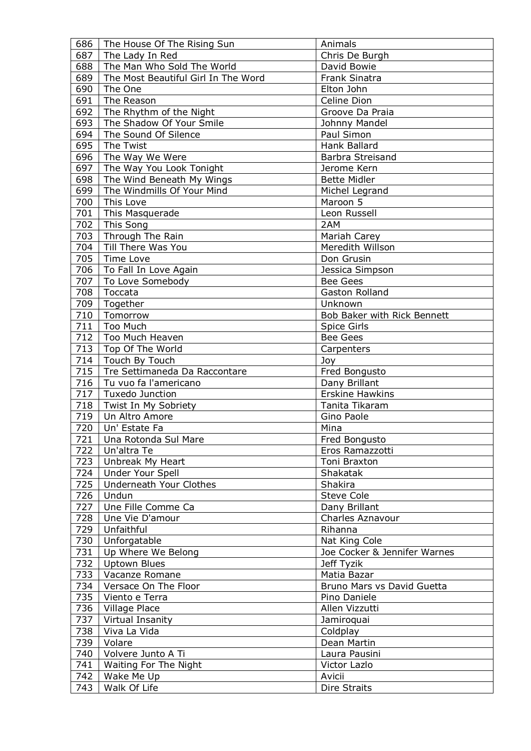| 686 | The House Of The Rising Sun | Animals |
|---|---|---|
| 687 | The Lady In Red | Chris De Burgh |
| 688 | The Man Who Sold The World | David Bowie |
| 689 | The Most Beautiful Girl In The Word | Frank Sinatra |
| 690 | The One | Elton John |
| 691 | The Reason | Celine Dion |
| 692 | The Rhythm of the Night | Groove Da Praia |
| 693 | The Shadow Of Your Smile | Johnny Mandel |
| 694 | The Sound Of Silence | Paul Simon |
| 695 | The Twist | Hank Ballard |
| 696 | The Way We Were | Barbra Streisand |
| 697 | The Way You Look Tonight | Jerome Kern |
| 698 | The Wind Beneath My Wings | Bette Midler |
| 699 | The Windmills Of Your Mind | Michel Legrand |
| 700 | This Love | Maroon 5 |
| 701 | This Masquerade | Leon Russell |
| 702 | This Song | 2AM |
| 703 | Through The Rain | Mariah Carey |
| 704 | Till There Was You | Meredith Willson |
| 705 | Time Love | Don Grusin |
| 706 | To Fall In Love Again | Jessica Simpson |
| 707 | To Love Somebody | Bee Gees |
| 708 | Toccata | Gaston Rolland |
| 709 | Together | Unknown |
| 710 | Tomorrow | Bob Baker with Rick Bennett |
| 711 | Too Much | Spice Girls |
| 712 | Too Much Heaven | Bee Gees |
| 713 | Top Of The World | Carpenters |
| 714 | Touch By Touch | Joy |
| 715 | Tre Settimaneda Da Raccontare | Fred Bongusto |
| 716 | Tu vuo fa l'americano | Dany Brillant |
| 717 | Tuxedo Junction | Erskine Hawkins |
| 718 | Twist In My Sobriety | Tanita Tikaram |
| 719 | Un Altro Amore | Gino Paole |
| 720 | Un' Estate Fa | Mina |
| 721 | Una Rotonda Sul Mare | Fred Bongusto |
| 722 | Un'altra Te | Eros Ramazzotti |
| 723 | Unbreak My Heart | Toni Braxton |
| 724 | Under Your Spell | Shakatak |
| 725 | Underneath Your Clothes | Shakira |
| 726 | Undun | Steve Cole |
| 727 | Une Fille Comme Ca | Dany Brillant |
| 728 | Une Vie D'amour | Charles Aznavour |
| 729 | Unfaithful | Rihanna |
| 730 | Unforgatable | Nat King Cole |
| 731 | Up Where We Belong | Joe Cocker & Jennifer Warnes |
| 732 | Uptown Blues | Jeff Tyzik |
| 733 | Vacanze Romane | Matia Bazar |
| 734 | Versace On The Floor | Bruno Mars vs David Guetta |
| 735 | Viento e Terra | Pino Daniele |
| 736 | Village Place | Allen Vizzutti |
| 737 | Virtual Insanity | Jamiroquai |
| 738 | Viva La Vida | Coldplay |
| 739 | Volare | Dean Martin |
| 740 | Volvere Junto A Ti | Laura Pausini |
| 741 | Waiting For The Night | Victor Lazlo |
| 742 | Wake Me Up | Avicii |
| 743 | Walk Of Life | Dire Straits |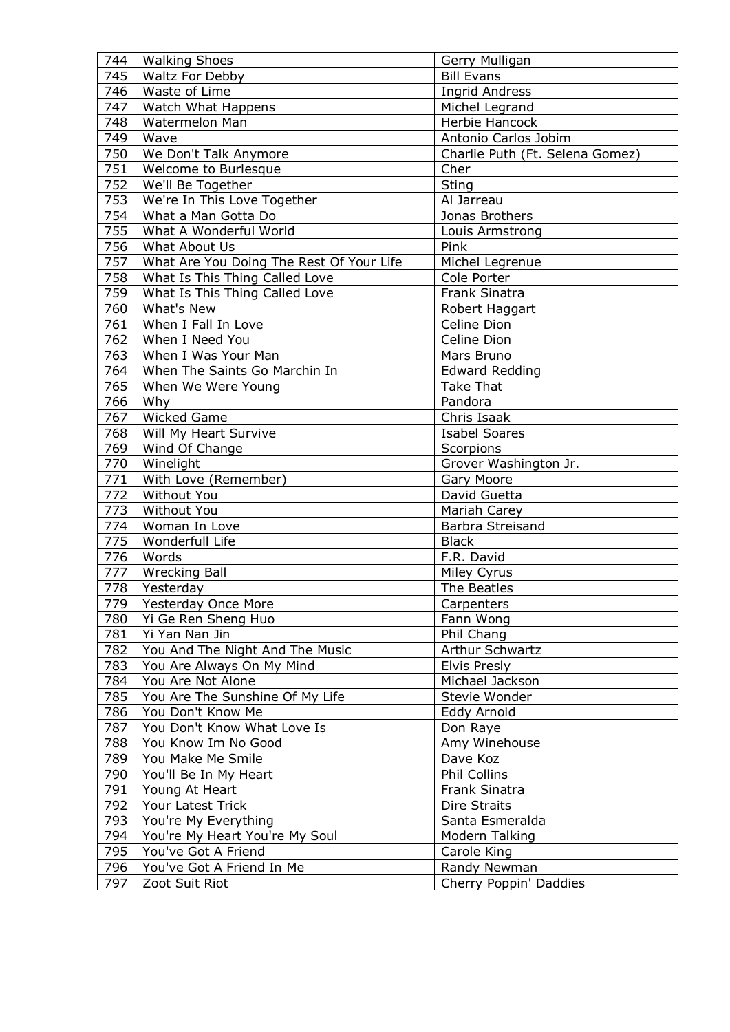| | | |
|---|---|---|
| 744 | Walking Shoes | Gerry Mulligan |
| 745 | Waltz For Debby | Bill Evans |
| 746 | Waste of Lime | Ingrid Andress |
| 747 | Watch What Happens | Michel Legrand |
| 748 | Watermelon Man | Herbie Hancock |
| 749 | Wave | Antonio Carlos Jobim |
| 750 | We Don't Talk Anymore | Charlie Puth (Ft. Selena Gomez) |
| 751 | Welcome to Burlesque | Cher |
| 752 | We'll Be Together | Sting |
| 753 | We're In This Love Together | Al Jarreau |
| 754 | What a Man Gotta Do | Jonas Brothers |
| 755 | What A Wonderful World | Louis Armstrong |
| 756 | What About Us | Pink |
| 757 | What Are You Doing The Rest Of Your Life | Michel Legrenue |
| 758 | What Is This Thing Called Love | Cole Porter |
| 759 | What Is This Thing Called Love | Frank Sinatra |
| 760 | What's New | Robert Haggart |
| 761 | When I Fall In Love | Celine Dion |
| 762 | When I Need You | Celine Dion |
| 763 | When I Was Your Man | Mars Bruno |
| 764 | When The Saints Go Marchin In | Edward Redding |
| 765 | When We Were Young | Take That |
| 766 | Why | Pandora |
| 767 | Wicked Game | Chris Isaak |
| 768 | Will My Heart Survive | Isabel Soares |
| 769 | Wind Of Change | Scorpions |
| 770 | Winelight | Grover Washington Jr. |
| 771 | With Love (Remember) | Gary Moore |
| 772 | Without You | David Guetta |
| 773 | Without You | Mariah Carey |
| 774 | Woman In Love | Barbra Streisand |
| 775 | Wonderfull Life | Black |
| 776 | Words | F.R. David |
| 777 | Wrecking Ball | Miley Cyrus |
| 778 | Yesterday | The Beatles |
| 779 | Yesterday Once More | Carpenters |
| 780 | Yi Ge Ren Sheng Huo | Fann Wong |
| 781 | Yi Yan Nan Jin | Phil Chang |
| 782 | You And The Night And The Music | Arthur Schwartz |
| 783 | You Are Always On My Mind | Elvis Presly |
| 784 | You Are Not Alone | Michael Jackson |
| 785 | You Are The Sunshine Of My Life | Stevie Wonder |
| 786 | You Don't Know Me | Eddy Arnold |
| 787 | You Don't Know What Love Is | Don Raye |
| 788 | You Know Im No Good | Amy Winehouse |
| 789 | You Make Me Smile | Dave Koz |
| 790 | You'll Be In My Heart | Phil Collins |
| 791 | Young At Heart | Frank Sinatra |
| 792 | Your Latest Trick | Dire Straits |
| 793 | You're My Everything | Santa Esmeralda |
| 794 | You're My Heart You're My Soul | Modern Talking |
| 795 | You've Got A Friend | Carole King |
| 796 | You've Got A Friend In Me | Randy Newman |
| 797 | Zoot Suit Riot | Cherry Poppin' Daddies |